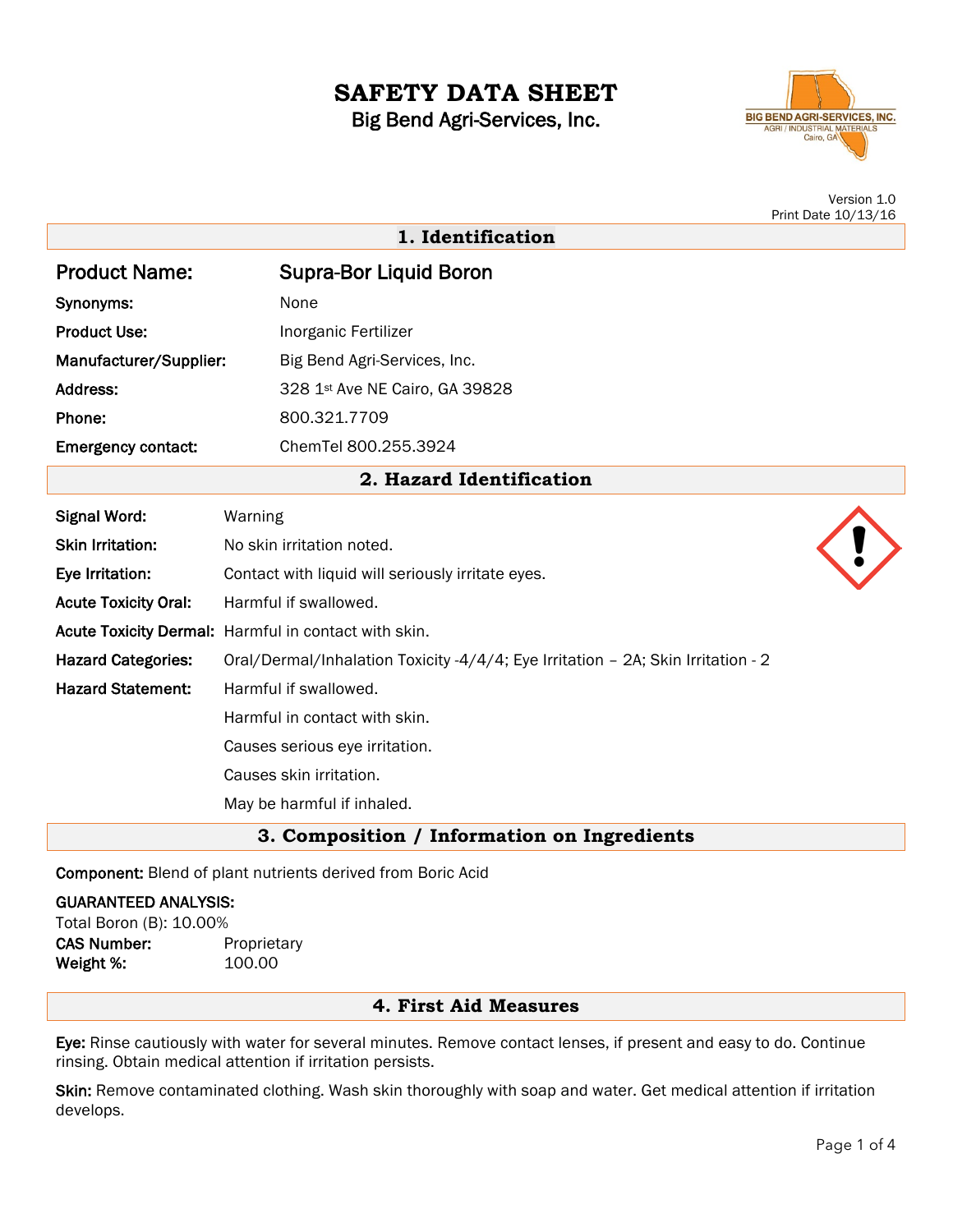# SAFETY DATA SHEET

Big Bend Agri-Services, Inc.

Version 1.0
Print Date 10/13/16

## 1. Identification

**Product Name:** Supra-Bor Liquid Boron

**Synonyms:** None

**Product Use:** Inorganic Fertilizer

**Manufacturer/Supplier:** Big Bend Agri-Services, Inc.

**Address:** 328 1st Ave NE Cairo, GA 39828

**Phone:** 800.321.7709

**Emergency contact:** ChemTel 800.255.3924

## 2. Hazard Identification

**Signal Word:** Warning

**Skin Irritation:** No skin irritation noted.

**Eye Irritation:** Contact with liquid will seriously irritate eyes.

**Acute Toxicity Oral:** Harmful if swallowed.

**Acute Toxicity Dermal:** Harmful in contact with skin.

**Hazard Categories:** Oral/Dermal/Inhalation Toxicity -4/4/4; Eye Irritation – 2A; Skin Irritation - 2

**Hazard Statement:** Harmful if swallowed.

Harmful in contact with skin.

Causes serious eye irritation.

Causes skin irritation.

May be harmful if inhaled.

## 3. Composition / Information on Ingredients

**Component:** Blend of plant nutrients derived from Boric Acid

**GUARANTEED ANALYSIS:**
Total Boron (B): 10.00%
**CAS Number:** Proprietary
**Weight %:** 100.00

## 4. First Aid Measures

**Eye:** Rinse cautiously with water for several minutes. Remove contact lenses, if present and easy to do. Continue rinsing. Obtain medical attention if irritation persists.

**Skin:** Remove contaminated clothing. Wash skin thoroughly with soap and water. Get medical attention if irritation develops.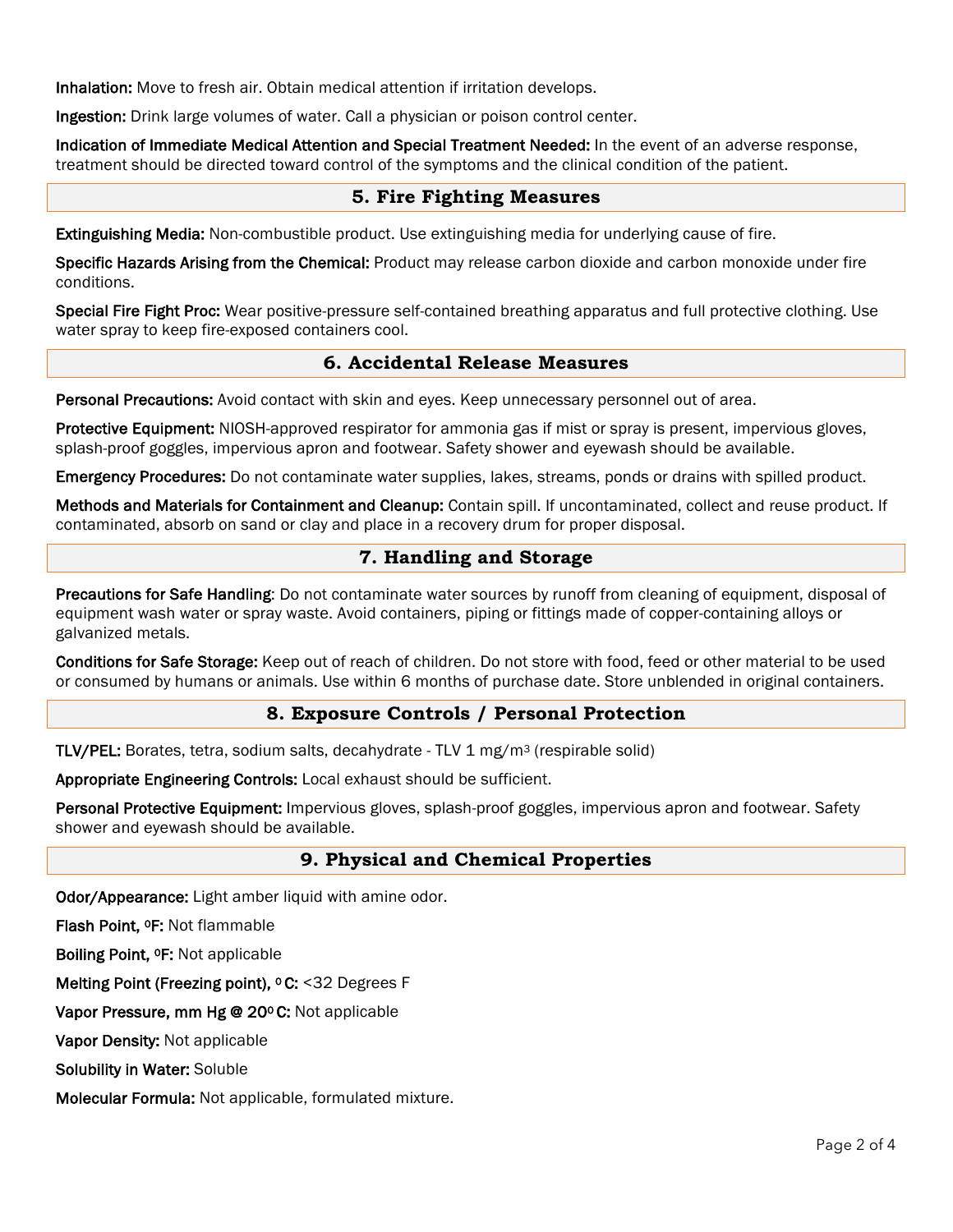**Inhalation:** Move to fresh air. Obtain medical attention if irritation develops.

**Ingestion:** Drink large volumes of water. Call a physician or poison control center.

**Indication of Immediate Medical Attention and Special Treatment Needed:** In the event of an adverse response, treatment should be directed toward control of the symptoms and the clinical condition of the patient.

## 5. Fire Fighting Measures

**Extinguishing Media:** Non-combustible product. Use extinguishing media for underlying cause of fire.

**Specific Hazards Arising from the Chemical:** Product may release carbon dioxide and carbon monoxide under fire conditions.

**Special Fire Fight Proc:** Wear positive-pressure self-contained breathing apparatus and full protective clothing. Use water spray to keep fire-exposed containers cool.

## 6. Accidental Release Measures

**Personal Precautions:** Avoid contact with skin and eyes. Keep unnecessary personnel out of area.

**Protective Equipment:** NIOSH-approved respirator for ammonia gas if mist or spray is present, impervious gloves, splash-proof goggles, impervious apron and footwear. Safety shower and eyewash should be available.

**Emergency Procedures:** Do not contaminate water supplies, lakes, streams, ponds or drains with spilled product.

**Methods and Materials for Containment and Cleanup:** Contain spill. If uncontaminated, collect and reuse product. If contaminated, absorb on sand or clay and place in a recovery drum for proper disposal.

## 7. Handling and Storage

**Precautions for Safe Handling**: Do not contaminate water sources by runoff from cleaning of equipment, disposal of equipment wash water or spray waste. Avoid containers, piping or fittings made of copper-containing alloys or galvanized metals.

**Conditions for Safe Storage:** Keep out of reach of children. Do not store with food, feed or other material to be used or consumed by humans or animals. Use within 6 months of purchase date. Store unblended in original containers.

## 8. Exposure Controls / Personal Protection

**TLV/PEL:** Borates, tetra, sodium salts, decahydrate - TLV 1 $mg/m^3$ (respirable solid)

**Appropriate Engineering Controls:** Local exhaust should be sufficient.

**Personal Protective Equipment:** Impervious gloves, splash-proof goggles, impervious apron and footwear. Safety shower and eyewash should be available.

## 9. Physical and Chemical Properties

**Odor/Appearance:** Light amber liquid with amine odor.

**Flash Point, ºF:** Not flammable

**Boiling Point, ºF:** Not applicable

**Melting Point (Freezing point), º C:** <32 Degrees F

**Vapor Pressure, mm Hg @ 20º C:** Not applicable

**Vapor Density:** Not applicable

**Solubility in Water:** Soluble

**Molecular Formula:** Not applicable, formulated mixture.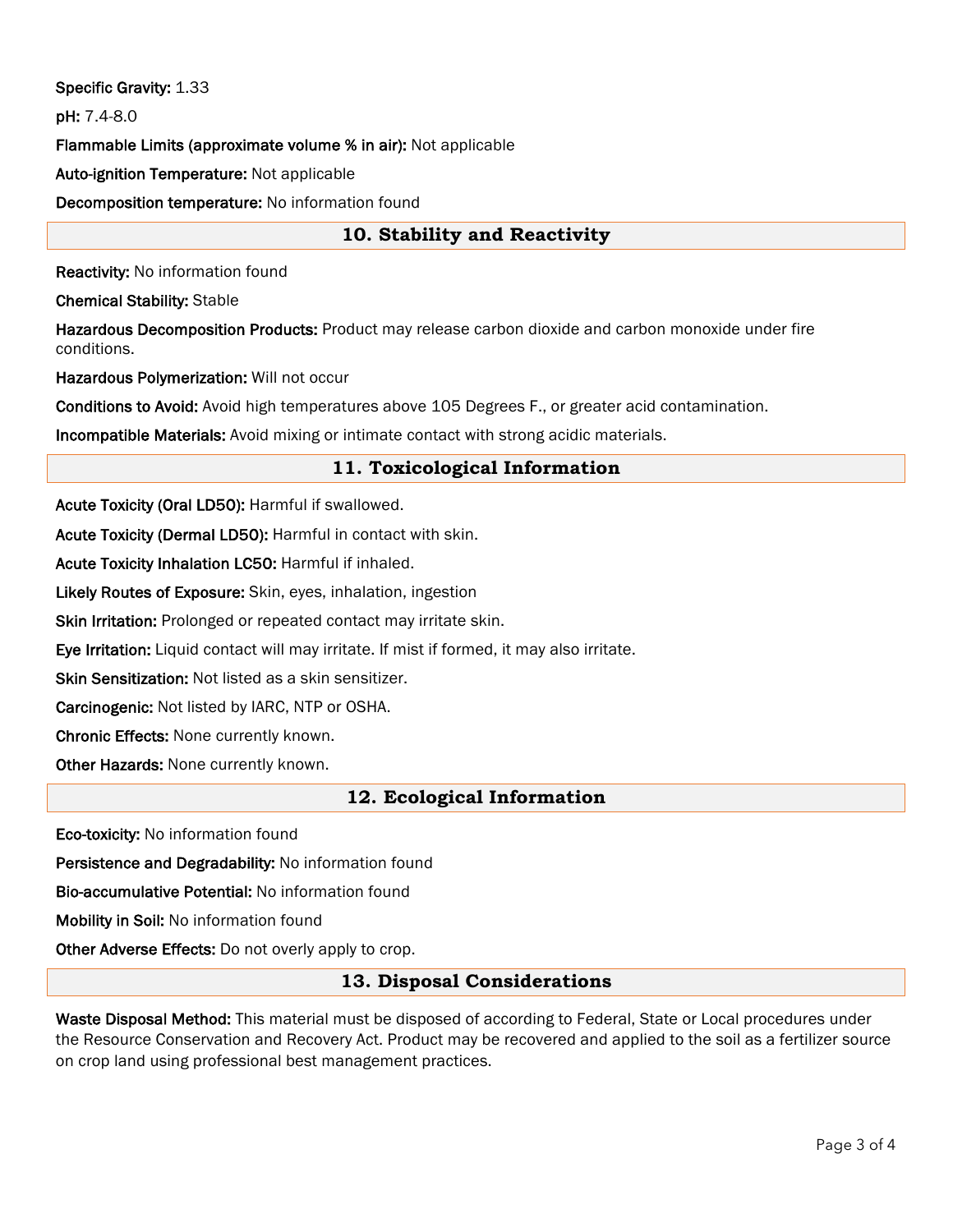**Specific Gravity:** 1.33

**pH:** 7.4-8.0

**Flammable Limits (approximate volume % in air):** Not applicable

**Auto-ignition Temperature:** Not applicable

**Decomposition temperature:** No information found

## 10. Stability and Reactivity

**Reactivity:** No information found

**Chemical Stability:** Stable

**Hazardous Decomposition Products:** Product may release carbon dioxide and carbon monoxide under fire conditions.

**Hazardous Polymerization:** Will not occur

**Conditions to Avoid:** Avoid high temperatures above 105 Degrees F., or greater acid contamination.

**Incompatible Materials:** Avoid mixing or intimate contact with strong acidic materials.

## 11. Toxicological Information

**Acute Toxicity (Oral LD50):** Harmful if swallowed.

**Acute Toxicity (Dermal LD50):** Harmful in contact with skin.

**Acute Toxicity Inhalation LC50:** Harmful if inhaled.

**Likely Routes of Exposure:** Skin, eyes, inhalation, ingestion

**Skin Irritation:** Prolonged or repeated contact may irritate skin.

**Eye Irritation:** Liquid contact will may irritate. If mist if formed, it may also irritate.

**Skin Sensitization:** Not listed as a skin sensitizer.

**Carcinogenic:** Not listed by IARC, NTP or OSHA.

**Chronic Effects:** None currently known.

**Other Hazards:** None currently known.

## 12. Ecological Information

**Eco-toxicity:** No information found

**Persistence and Degradability:** No information found

**Bio-accumulative Potential:** No information found

**Mobility in Soil:** No information found

**Other Adverse Effects:** Do not overly apply to crop.

## 13. Disposal Considerations

**Waste Disposal Method:** This material must be disposed of according to Federal, State or Local procedures under the Resource Conservation and Recovery Act. Product may be recovered and applied to the soil as a fertilizer source on crop land using professional best management practices.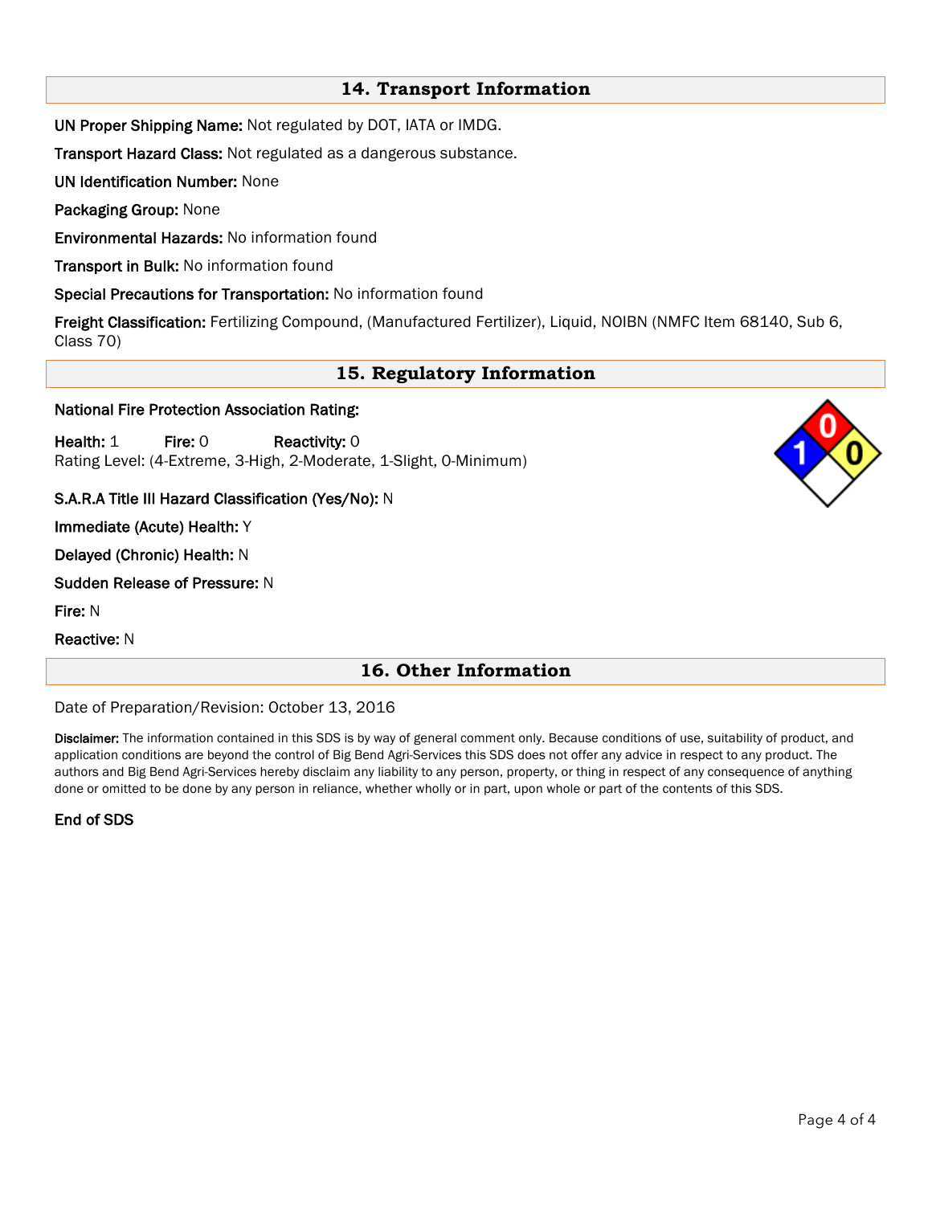## 14. Transport Information

**UN Proper Shipping Name:** Not regulated by DOT, IATA or IMDG.

**Transport Hazard Class:** Not regulated as a dangerous substance.

**UN Identification Number:** None

**Packaging Group:** None

**Environmental Hazards:** No information found

**Transport in Bulk:** No information found

**Special Precautions for Transportation:** No information found

**Freight Classification:** Fertilizing Compound, (Manufactured Fertilizer), Liquid, NOIBN (NMFC Item 68140, Sub 6, Class 70)

## 15. Regulatory Information

**National Fire Protection Association Rating:**

**Health:** 1 **Fire:** 0 **Reactivity:** 0
Rating Level: (4-Extreme, 3-High, 2-Moderate, 1-Slight, 0-Minimum)

**S.A.R.A Title III Hazard Classification (Yes/No):** N

**Immediate (Acute) Health:** Y

**Delayed (Chronic) Health:** N

**Sudden Release of Pressure:** N

**Fire:** N

**Reactive:** N

## 16. Other Information

Date of Preparation/Revision: October 13, 2016

**Disclaimer:** The information contained in this SDS is by way of general comment only. Because conditions of use, suitability of product, and application conditions are beyond the control of Big Bend Agri-Services this SDS does not offer any advice in respect to any product. The authors and Big Bend Agri-Services hereby disclaim any liability to any person, property, or thing in respect of any consequence of anything done or omitted to be done by any person in reliance, whether wholly or in part, upon whole or part of the contents of this SDS.

**End of SDS**